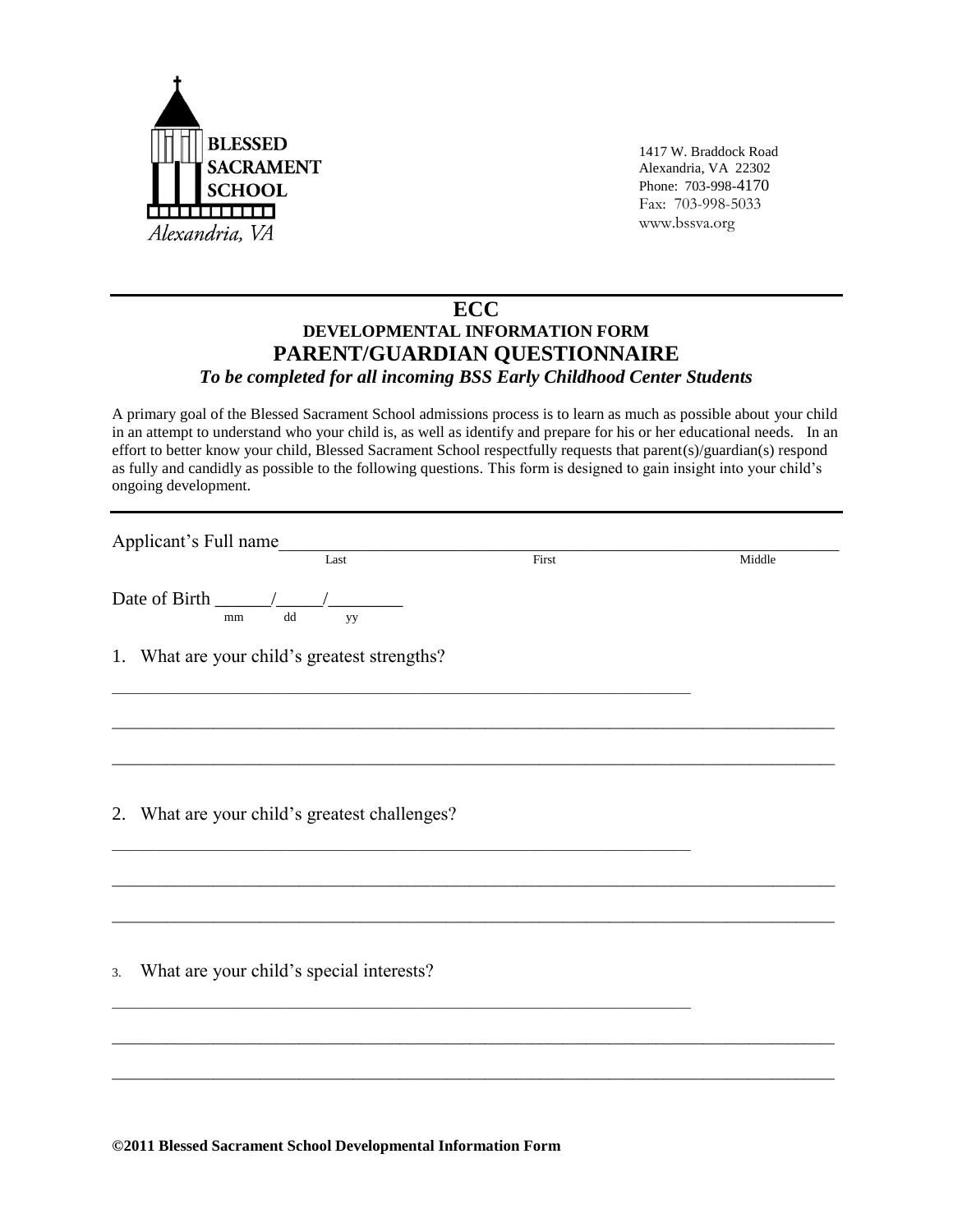**BLESSED SACRAMENT SCHOOL**
*Alexandria, VA*

1417 W. Braddock Road
Alexandria, VA 22302
Phone: 703-998-4170
Fax: 703-998-5033
www.bssva.org

# ECC
## DEVELOPMENTAL INFORMATION FORM
## PARENT/GUARDIAN QUESTIONNAIRE
***To be completed for all incoming BSS Early Childhood Center Students***

A primary goal of the Blessed Sacrament School admissions process is to learn as much as possible about your child in an attempt to understand who your child is, as well as identify and prepare for his or her educational needs. In an effort to better know your child, Blessed Sacrament School respectfully requests that parent(s)/guardian(s) respond as fully and candidly as possible to the following questions. This form is designed to gain insight into your child's ongoing development.

Applicant's Full name________________________________________________________________
Last First Middle

Date of Birth ______/_____/________
mm dd yy

1. What are your child's greatest strengths?

_______________________________________________________________

_______________________________________________________________________________

_______________________________________________________________________________

2. What are your child's greatest challenges?

_______________________________________________________________

_______________________________________________________________________________

_______________________________________________________________________________

3. What are your child's special interests?

_______________________________________________________________

_______________________________________________________________________________

_______________________________________________________________________________

**©2011 Blessed Sacrament School Developmental Information Form**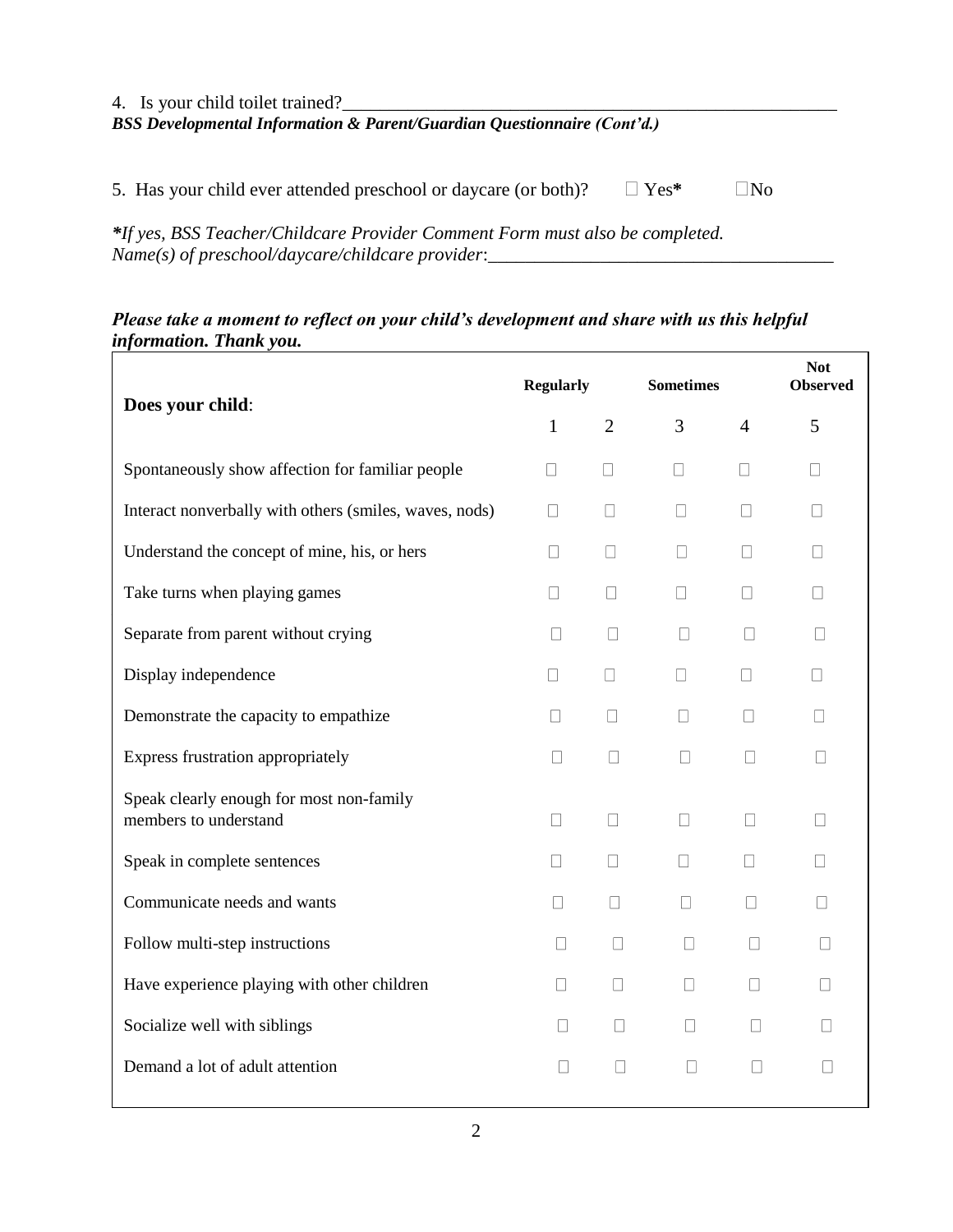4. Is your child toilet trained?\_\_\_\_\_\_\_\_\_\_\_\_\_\_\_\_\_\_\_\_\_\_\_\_\_\_\_\_\_\_\_\_\_\_\_\_\_\_\_\_\_\_\_\_\_\_\_\_\_\_\_\_

***BSS Developmental Information & Parent/Guardian Questionnaire (Cont'd.)***

5. Has your child ever attended preschool or daycare (or both)? ☐ Yes**\*** ☐No

***\*****If yes, BSS Teacher/Childcare Provider Comment Form must also be completed.*
*Name(s) of preschool/daycare/childcare provider*:\_\_\_\_\_\_\_\_\_\_\_\_\_\_\_\_\_\_\_\_\_\_\_\_\_\_\_\_\_\_\_\_\_\_\_\_\_\_

***Please take a moment to reflect on your child's development and share with us this helpful information. Thank you.***

| **Does your child**: | **Regularly** | | **Sometimes** | | **Not Observed** |
|---|---|---|---|---|---|
| | 1 | 2 | 3 | 4 | 5 |
| Spontaneously show affection for familiar people | ☐ | ☐ | ☐ | ☐ | ☐ |
| Interact nonverbally with others (smiles, waves, nods) | ☐ | ☐ | ☐ | ☐ | ☐ |
| Understand the concept of mine, his, or hers | ☐ | ☐ | ☐ | ☐ | ☐ |
| Take turns when playing games | ☐ | ☐ | ☐ | ☐ | ☐ |
| Separate from parent without crying | ☐ | ☐ | ☐ | ☐ | ☐ |
| Display independence | ☐ | ☐ | ☐ | ☐ | ☐ |
| Demonstrate the capacity to empathize | ☐ | ☐ | ☐ | ☐ | ☐ |
| Express frustration appropriately | ☐ | ☐ | ☐ | ☐ | ☐ |
| Speak clearly enough for most non-family members to understand | ☐ | ☐ | ☐ | ☐ | ☐ |
| Speak in complete sentences | ☐ | ☐ | ☐ | ☐ | ☐ |
| Communicate needs and wants | ☐ | ☐ | ☐ | ☐ | ☐ |
| Follow multi-step instructions | ☐ | ☐ | ☐ | ☐ | ☐ |
| Have experience playing with other children | ☐ | ☐ | ☐ | ☐ | ☐ |
| Socialize well with siblings | ☐ | ☐ | ☐ | ☐ | ☐ |
| Demand a lot of adult attention | ☐ | ☐ | ☐ | ☐ | ☐ |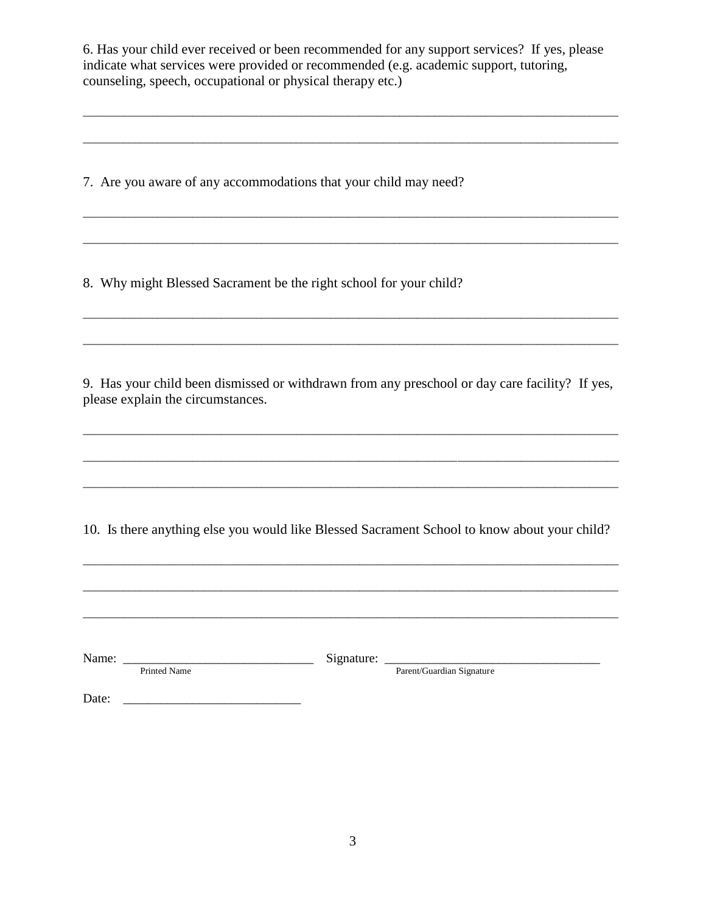6. Has your child ever received or been recommended for any support services? If yes, please indicate what services were provided or recommended (e.g. academic support, tutoring, counseling, speech, occupational or physical therapy etc.)

_______________________________________________________________________________

_______________________________________________________________________________

7. Are you aware of any accommodations that your child may need?

_______________________________________________________________________________

_______________________________________________________________________________

8. Why might Blessed Sacrament be the right school for your child?

_______________________________________________________________________________

_______________________________________________________________________________

9. Has your child been dismissed or withdrawn from any preschool or day care facility? If yes, please explain the circumstances.

_______________________________________________________________________________

_______________________________________________________________________________

_______________________________________________________________________________

10. Is there anything else you would like Blessed Sacrament School to know about your child?

_______________________________________________________________________________

_______________________________________________________________________________

_______________________________________________________________________________

Name: _____________________________ Signature: _________________________________
Printed Name Parent/Guardian Signature

Date: ___________________________